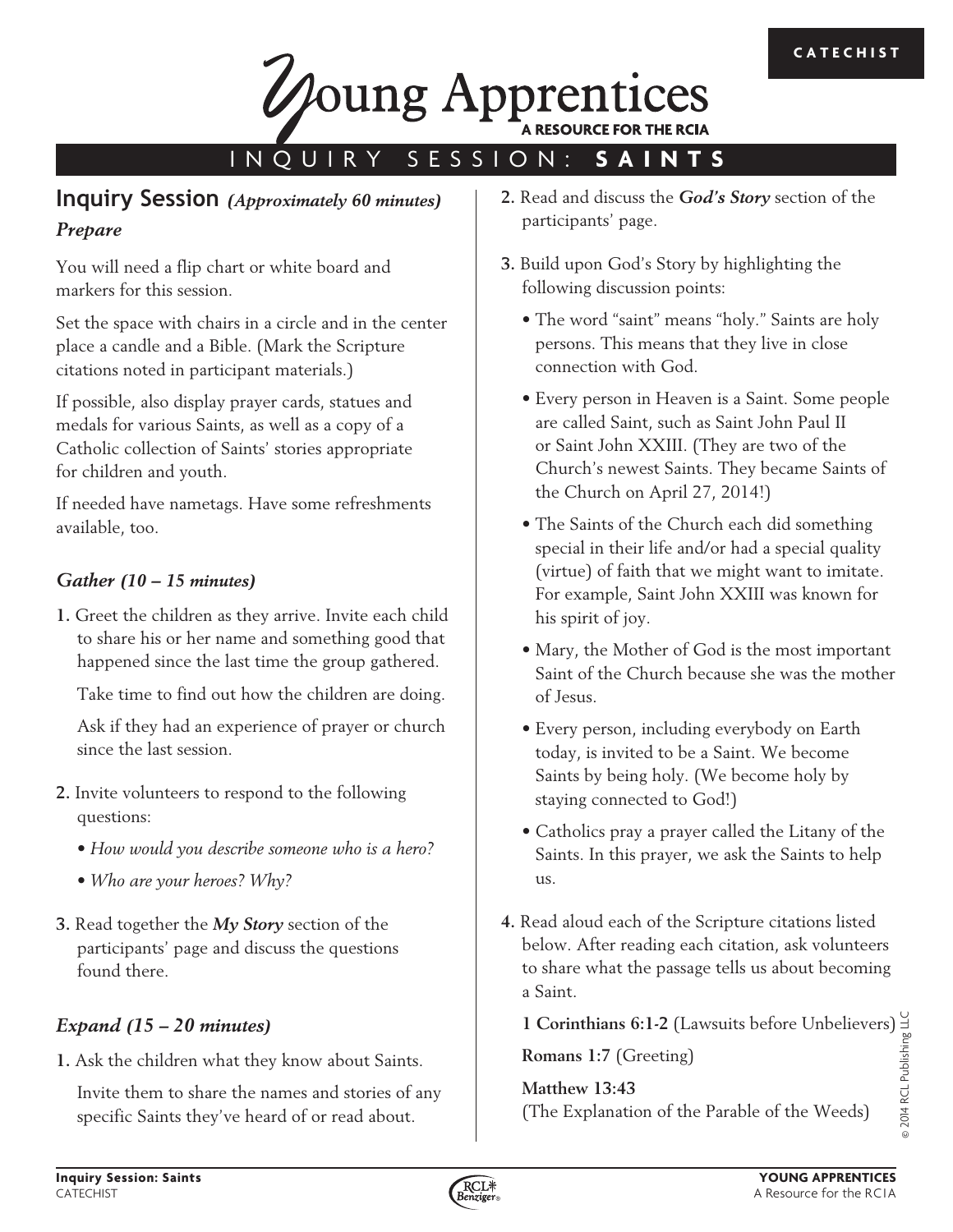CATECHIST

# Young Apprentices

A RESOURCE FOR THE RCIA

## INQUIRY SESSION: SAINTS

## Inquiry Session *(Approximately 60 minutes)*

### *Prepare*

You will need a flip chart or white board and markers for this session.

Set the space with chairs in a circle and in the center place a candle and a Bible. (Mark the Scripture citations noted in participant materials.)

If possible, also display prayer cards, statues and medals for various Saints, as well as a copy of a Catholic collection of Saints' stories appropriate for children and youth.

If needed have nametags. Have some refreshments available, too.

### *Gather (10 – 15 minutes)*

**1.** Greet the children as they arrive. Invite each child to share his or her name and something good that happened since the last time the group gathered.

Take time to find out how the children are doing.

Ask if they had an experience of prayer or church since the last session.

**2.** Invite volunteers to respond to the following questions:

- *How would you describe someone who is a hero?*
- *Who are your heroes? Why?*

**3.** Read together the ***My Story*** section of the participants' page and discuss the questions found there.

### *Expand (15 – 20 minutes)*

**1.** Ask the children what they know about Saints.

Invite them to share the names and stories of any specific Saints they've heard of or read about.

**2.** Read and discuss the ***God's Story*** section of the participants' page.

**3.** Build upon God's Story by highlighting the following discussion points:

- The word "saint" means "holy." Saints are holy persons. This means that they live in close connection with God.
- Every person in Heaven is a Saint. Some people are called Saint, such as Saint John Paul II or Saint John XXIII. (They are two of the Church's newest Saints. They became Saints of the Church on April 27, 2014!)
- The Saints of the Church each did something special in their life and/or had a special quality (virtue) of faith that we might want to imitate. For example, Saint John XXIII was known for his spirit of joy.
- Mary, the Mother of God is the most important Saint of the Church because she was the mother of Jesus.
- Every person, including everybody on Earth today, is invited to be a Saint. We become Saints by being holy. (We become holy by staying connected to God!)
- Catholics pray a prayer called the Litany of the Saints. In this prayer, we ask the Saints to help us.

**4.** Read aloud each of the Scripture citations listed below. After reading each citation, ask volunteers to share what the passage tells us about becoming a Saint.

**1 Corinthians 6:1-2** (Lawsuits before Unbelievers)

**Romans 1:7** (Greeting)

**Matthew 13:43**
(The Explanation of the Parable of the Weeds)

© 2014 RCL Publishing LLC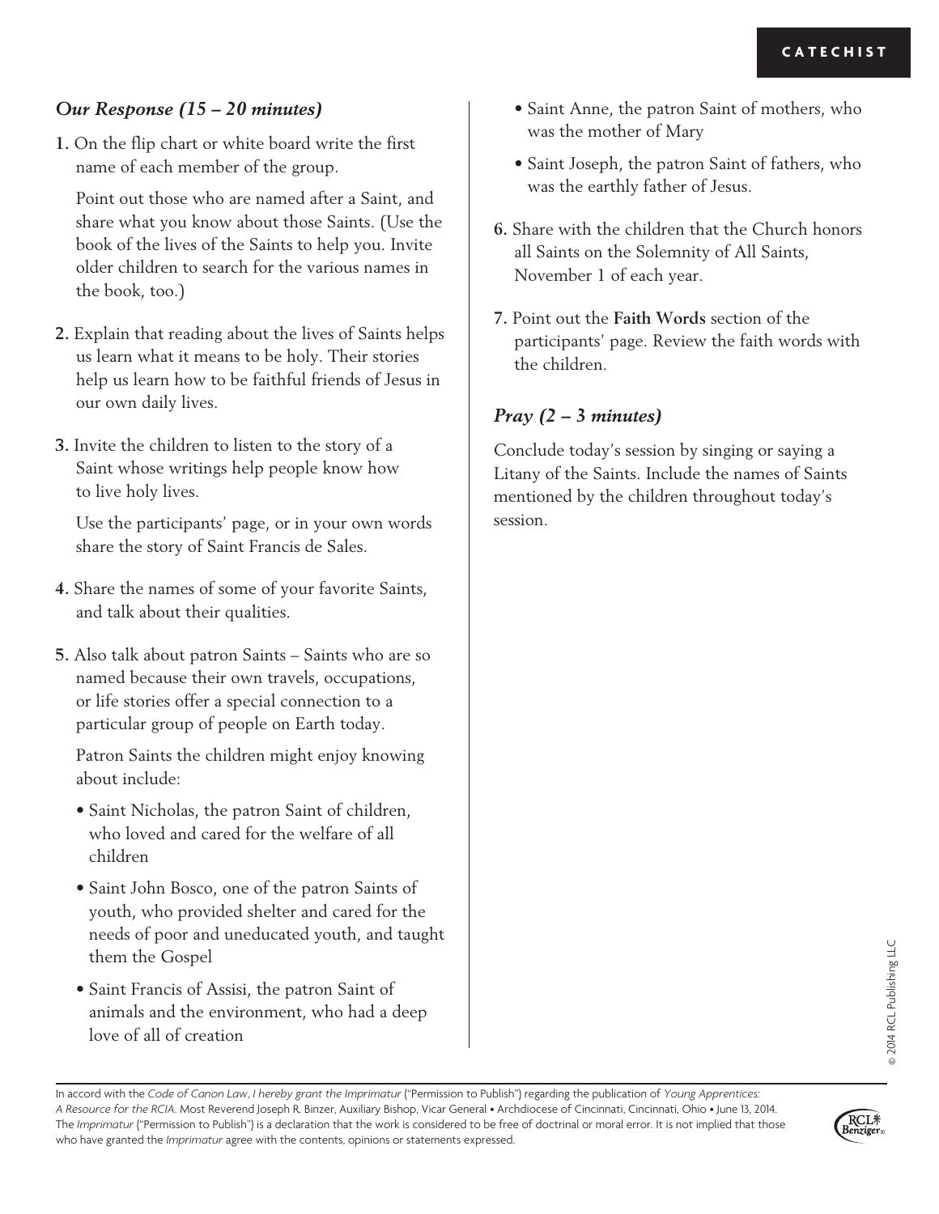### *Our Response (15 – 20 minutes)*

**1.** On the flip chart or white board write the first name of each member of the group.

Point out those who are named after a Saint, and share what you know about those Saints. (Use the book of the lives of the Saints to help you. Invite older children to search for the various names in the book, too.)

**2.** Explain that reading about the lives of Saints helps us learn what it means to be holy. Their stories help us learn how to be faithful friends of Jesus in our own daily lives.

**3.** Invite the children to listen to the story of a Saint whose writings help people know how to live holy lives.

Use the participants' page, or in your own words share the story of Saint Francis de Sales.

**4.** Share the names of some of your favorite Saints, and talk about their qualities.

**5.** Also talk about patron Saints – Saints who are so named because their own travels, occupations, or life stories offer a special connection to a particular group of people on Earth today.

Patron Saints the children might enjoy knowing about include:

- Saint Nicholas, the patron Saint of children, who loved and cared for the welfare of all children
- Saint John Bosco, one of the patron Saints of youth, who provided shelter and cared for the needs of poor and uneducated youth, and taught them the Gospel
- Saint Francis of Assisi, the patron Saint of animals and the environment, who had a deep love of all of creation
- Saint Anne, the patron Saint of mothers, who was the mother of Mary
- Saint Joseph, the patron Saint of fathers, who was the earthly father of Jesus.

**6.** Share with the children that the Church honors all Saints on the Solemnity of All Saints, November 1 of each year.

**7.** Point out the **Faith Words** section of the participants' page. Review the faith words with the children.

### *Pray (2 – 3 minutes)*

Conclude today's session by singing or saying a Litany of the Saints. Include the names of Saints mentioned by the children throughout today's session.

In accord with the *Code of Canon Law*, *I hereby grant the Imprimatur* ("Permission to Publish") regarding the publication of *Young Apprentices: A Resource for the RCIA*. Most Reverend Joseph R. Binzer, Auxiliary Bishop, Vicar General • Archdiocese of Cincinnati, Cincinnati, Ohio • June 13, 2014. The *Imprimatur* ("Permission to Publish") is a declaration that the work is considered to be free of doctrinal or moral error. It is not implied that those who have granted the *Imprimatur* agree with the contents, opinions or statements expressed.

© 2014 RCL Publishing LLC